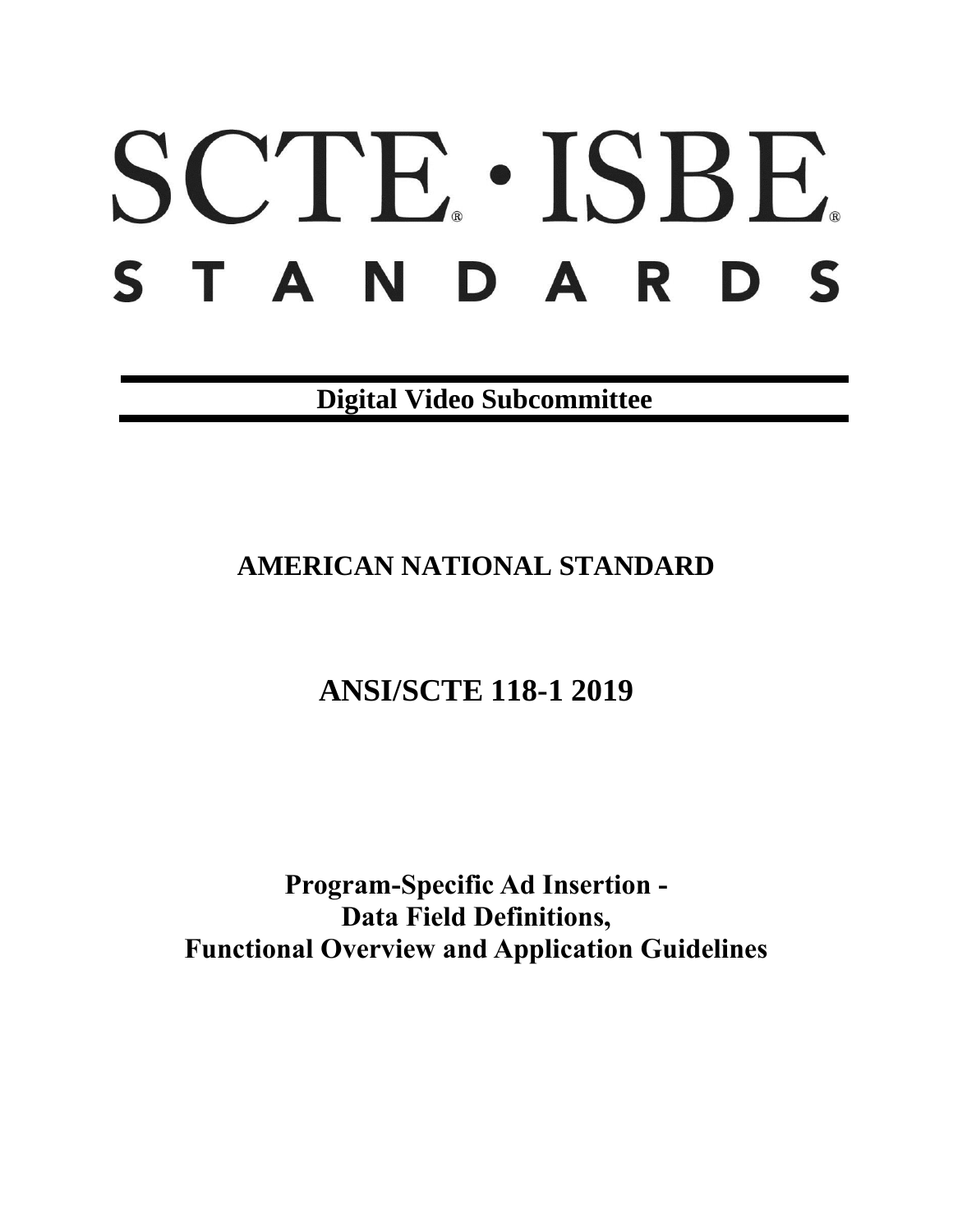# SCTE · ISBE STANDARDS

**Digital Video Subcommittee**

## AMERICAN NATIONAL STANDARD

## ANSI/SCTE 118-1 2019

# Program-Specific Ad Insertion - Data Field Definitions, Functional Overview and Application Guidelines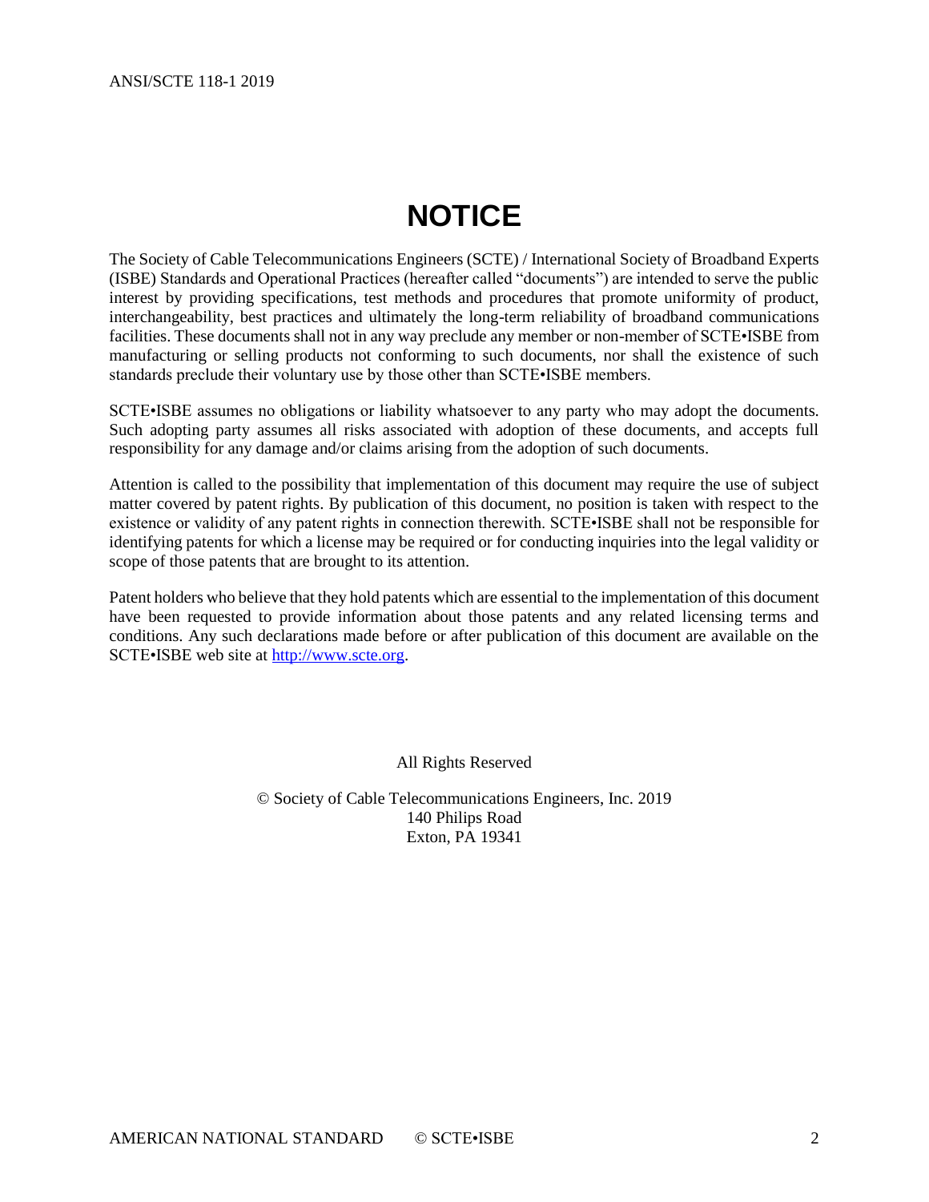# NOTICE

The Society of Cable Telecommunications Engineers (SCTE) / International Society of Broadband Experts (ISBE) Standards and Operational Practices (hereafter called "documents") are intended to serve the public interest by providing specifications, test methods and procedures that promote uniformity of product, interchangeability, best practices and ultimately the long-term reliability of broadband communications facilities. These documents shall not in any way preclude any member or non-member of SCTE•ISBE from manufacturing or selling products not conforming to such documents, nor shall the existence of such standards preclude their voluntary use by those other than SCTE•ISBE members.

SCTE•ISBE assumes no obligations or liability whatsoever to any party who may adopt the documents. Such adopting party assumes all risks associated with adoption of these documents, and accepts full responsibility for any damage and/or claims arising from the adoption of such documents.

Attention is called to the possibility that implementation of this document may require the use of subject matter covered by patent rights. By publication of this document, no position is taken with respect to the existence or validity of any patent rights in connection therewith. SCTE•ISBE shall not be responsible for identifying patents for which a license may be required or for conducting inquiries into the legal validity or scope of those patents that are brought to its attention.

Patent holders who believe that they hold patents which are essential to the implementation of this document have been requested to provide information about those patents and any related licensing terms and conditions. Any such declarations made before or after publication of this document are available on the SCTE•ISBE web site at http://www.scte.org.

All Rights Reserved

© Society of Cable Telecommunications Engineers, Inc. 2019
140 Philips Road
Exton, PA 19341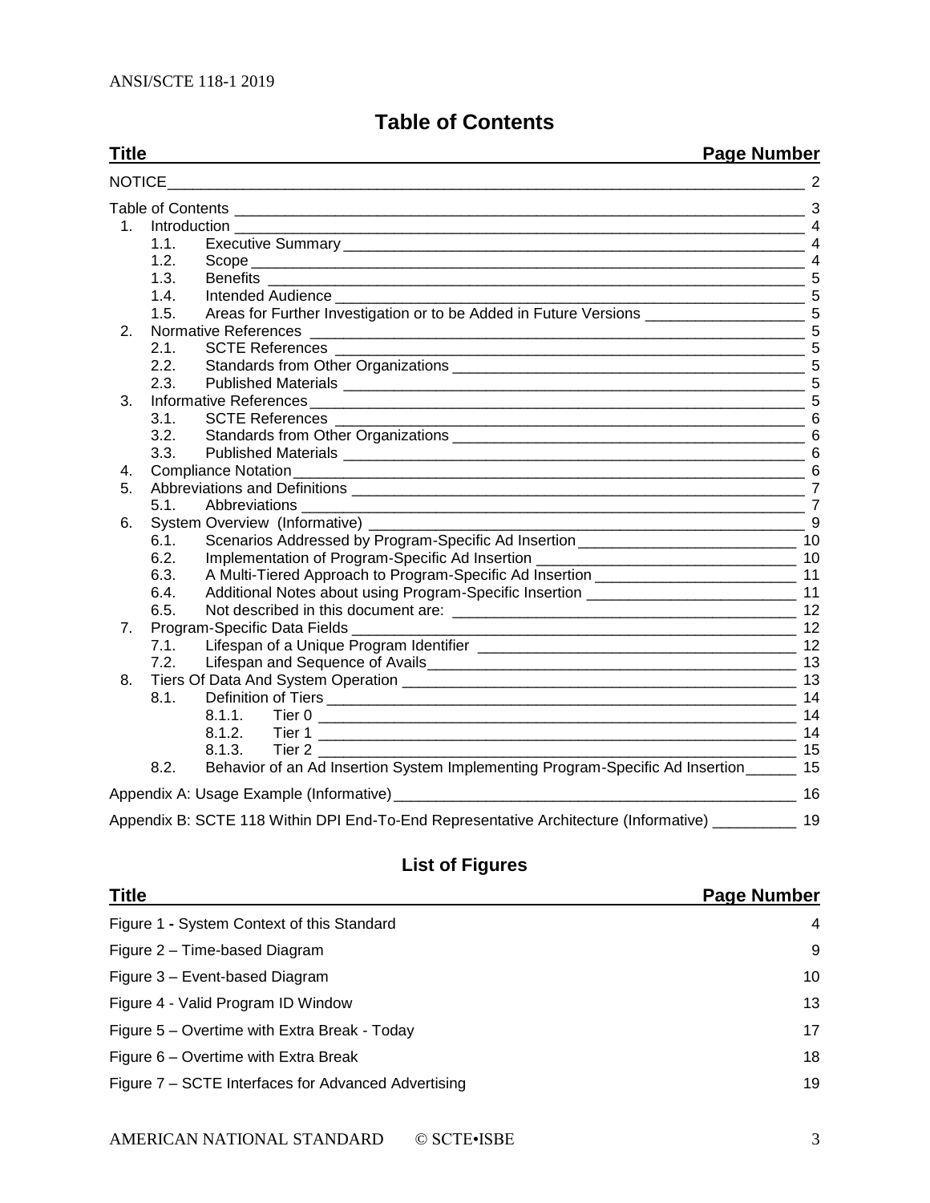# Table of Contents

| Title | Page Number |
|---|---|
| NOTICE | 2 |
| Table of Contents | 3 |
| 1. Introduction | 4 |
| 1.1. Executive Summary | 4 |
| 1.2. Scope | 4 |
| 1.3. Benefits | 5 |
| 1.4. Intended Audience | 5 |
| 1.5. Areas for Further Investigation or to be Added in Future Versions | 5 |
| 2. Normative References | 5 |
| 2.1. SCTE References | 5 |
| 2.2. Standards from Other Organizations | 5 |
| 2.3. Published Materials | 5 |
| 3. Informative References | 5 |
| 3.1. SCTE References | 6 |
| 3.2. Standards from Other Organizations | 6 |
| 3.3. Published Materials | 6 |
| 4. Compliance Notation | 6 |
| 5. Abbreviations and Definitions | 7 |
| 5.1. Abbreviations | 7 |
| 6. System Overview (Informative) | 9 |
| 6.1. Scenarios Addressed by Program-Specific Ad Insertion | 10 |
| 6.2. Implementation of Program-Specific Ad Insertion | 10 |
| 6.3. A Multi-Tiered Approach to Program-Specific Ad Insertion | 11 |
| 6.4. Additional Notes about using Program-Specific Insertion | 11 |
| 6.5. Not described in this document are: | 12 |
| 7. Program-Specific Data Fields | 12 |
| 7.1. Lifespan of a Unique Program Identifier | 12 |
| 7.2. Lifespan and Sequence of Avails | 13 |
| 8. Tiers Of Data And System Operation | 13 |
| 8.1. Definition of Tiers | 14 |
| 8.1.1. Tier 0 | 14 |
| 8.1.2. Tier 1 | 14 |
| 8.1.3. Tier 2 | 15 |
| 8.2. Behavior of an Ad Insertion System Implementing Program-Specific Ad Insertion | 15 |
| Appendix A: Usage Example (Informative) | 16 |
| Appendix B: SCTE 118 Within DPI End-To-End Representative Architecture (Informative) | 19 |

## List of Figures

| Title | Page Number |
|---|---|
| Figure 1 - System Context of this Standard | 4 |
| Figure 2 – Time-based Diagram | 9 |
| Figure 3 – Event-based Diagram | 10 |
| Figure 4 - Valid Program ID Window | 13 |
| Figure 5 – Overtime with Extra Break - Today | 17 |
| Figure 6 – Overtime with Extra Break | 18 |
| Figure 7 – SCTE Interfaces for Advanced Advertising | 19 |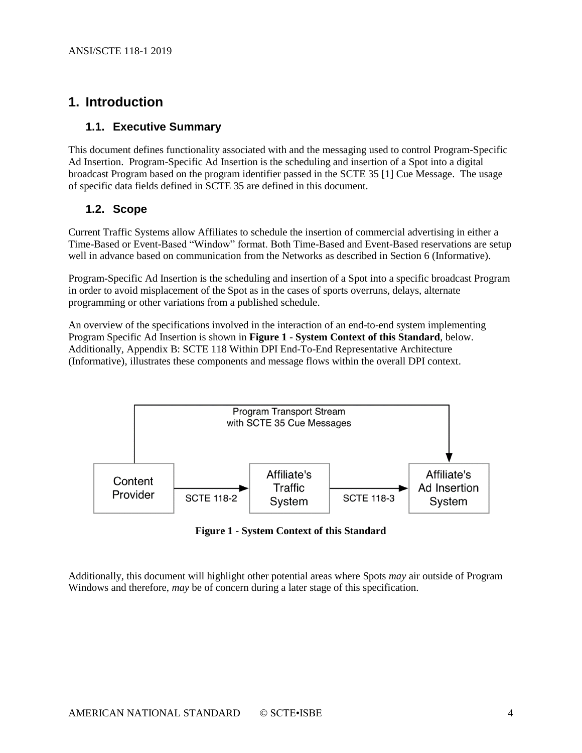# 1. Introduction

## 1.1. Executive Summary

This document defines functionality associated with and the messaging used to control Program-Specific Ad Insertion. Program-Specific Ad Insertion is the scheduling and insertion of a Spot into a digital broadcast Program based on the program identifier passed in the SCTE 35 [1] Cue Message. The usage of specific data fields defined in SCTE 35 are defined in this document.

## 1.2. Scope

Current Traffic Systems allow Affiliates to schedule the insertion of commercial advertising in either a Time-Based or Event-Based "Window" format. Both Time-Based and Event-Based reservations are setup well in advance based on communication from the Networks as described in Section 6 (Informative).

Program-Specific Ad Insertion is the scheduling and insertion of a Spot into a specific broadcast Program in order to avoid misplacement of the Spot as in the cases of sports overruns, delays, alternate programming or other variations from a published schedule.

An overview of the specifications involved in the interaction of an end-to-end system implementing Program Specific Ad Insertion is shown in **Figure 1 - System Context of this Standard**, below. Additionally, Appendix B: SCTE 118 Within DPI End-To-End Representative Architecture (Informative), illustrates these components and message flows within the overall DPI context.

Program Transport Stream with SCTE 35 Cue Messages

Content Provider → SCTE 118-2 → Affiliate's Traffic System → SCTE 118-3 → Affiliate's Ad Insertion System

**Figure 1 - System Context of this Standard**

Additionally, this document will highlight other potential areas where Spots *may* air outside of Program Windows and therefore, *may* be of concern during a later stage of this specification.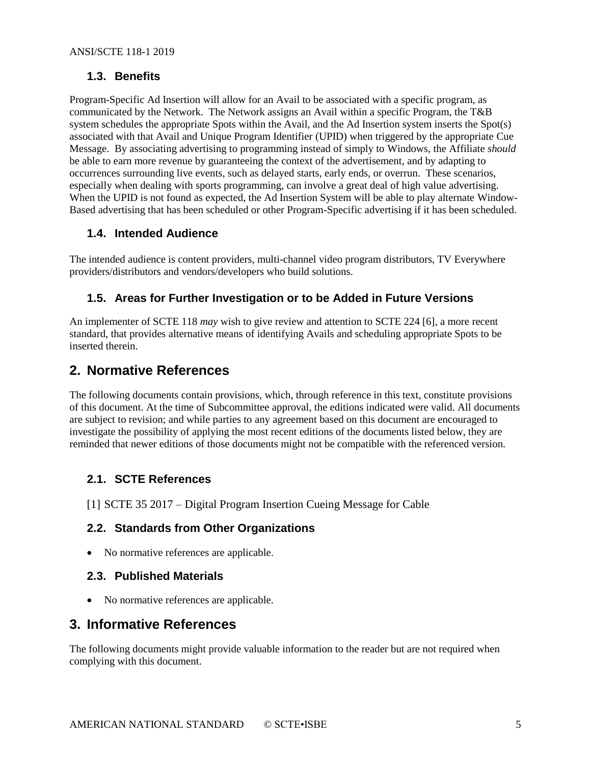### 1.3. Benefits

Program-Specific Ad Insertion will allow for an Avail to be associated with a specific program, as communicated by the Network. The Network assigns an Avail within a specific Program, the T&B system schedules the appropriate Spots within the Avail, and the Ad Insertion system inserts the Spot(s) associated with that Avail and Unique Program Identifier (UPID) when triggered by the appropriate Cue Message. By associating advertising to programming instead of simply to Windows, the Affiliate *should* be able to earn more revenue by guaranteeing the context of the advertisement, and by adapting to occurrences surrounding live events, such as delayed starts, early ends, or overrun. These scenarios, especially when dealing with sports programming, can involve a great deal of high value advertising. When the UPID is not found as expected, the Ad Insertion System will be able to play alternate Window-Based advertising that has been scheduled or other Program-Specific advertising if it has been scheduled.

### 1.4. Intended Audience

The intended audience is content providers, multi-channel video program distributors, TV Everywhere providers/distributors and vendors/developers who build solutions.

### 1.5. Areas for Further Investigation or to be Added in Future Versions

An implementer of SCTE 118 *may* wish to give review and attention to SCTE 224 [6], a more recent standard, that provides alternative means of identifying Avails and scheduling appropriate Spots to be inserted therein.

## 2. Normative References

The following documents contain provisions, which, through reference in this text, constitute provisions of this document. At the time of Subcommittee approval, the editions indicated were valid. All documents are subject to revision; and while parties to any agreement based on this document are encouraged to investigate the possibility of applying the most recent editions of the documents listed below, they are reminded that newer editions of those documents might not be compatible with the referenced version.

### 2.1. SCTE References

[1] SCTE 35 2017 – Digital Program Insertion Cueing Message for Cable

### 2.2. Standards from Other Organizations

- No normative references are applicable.

### 2.3. Published Materials

- No normative references are applicable.

## 3. Informative References

The following documents might provide valuable information to the reader but are not required when complying with this document.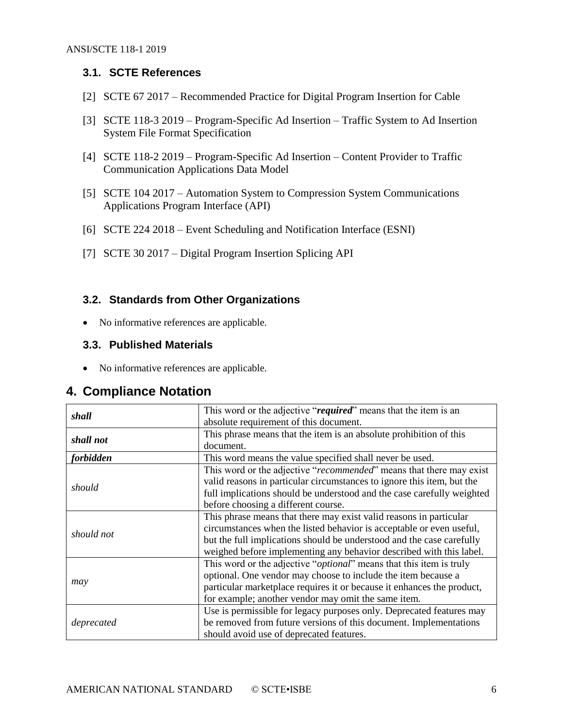### 3.1. SCTE References

[2] SCTE 67 2017 – Recommended Practice for Digital Program Insertion for Cable

[3] SCTE 118-3 2019 – Program-Specific Ad Insertion – Traffic System to Ad Insertion System File Format Specification

[4] SCTE 118-2 2019 – Program-Specific Ad Insertion – Content Provider to Traffic Communication Applications Data Model

[5] SCTE 104 2017 – Automation System to Compression System Communications Applications Program Interface (API)

[6] SCTE 224 2018 – Event Scheduling and Notification Interface (ESNI)

[7] SCTE 30 2017 – Digital Program Insertion Splicing API

### 3.2. Standards from Other Organizations

- No informative references are applicable.

### 3.3. Published Materials

- No informative references are applicable.

## 4. Compliance Notation

| | |
|---|---|
| ***shall*** | This word or the adjective "***required***" means that the item is an absolute requirement of this document. |
| ***shall not*** | This phrase means that the item is an absolute prohibition of this document. |
| ***forbidden*** | This word means the value specified shall never be used. |
| *should* | This word or the adjective "*recommended*" means that there may exist valid reasons in particular circumstances to ignore this item, but the full implications should be understood and the case carefully weighted before choosing a different course. |
| *should not* | This phrase means that there may exist valid reasons in particular circumstances when the listed behavior is acceptable or even useful, but the full implications should be understood and the case carefully weighed before implementing any behavior described with this label. |
| *may* | This word or the adjective "*optional*" means that this item is truly optional. One vendor may choose to include the item because a particular marketplace requires it or because it enhances the product, for example; another vendor may omit the same item. |
| *deprecated* | Use is permissible for legacy purposes only. Deprecated features may be removed from future versions of this document. Implementations should avoid use of deprecated features. |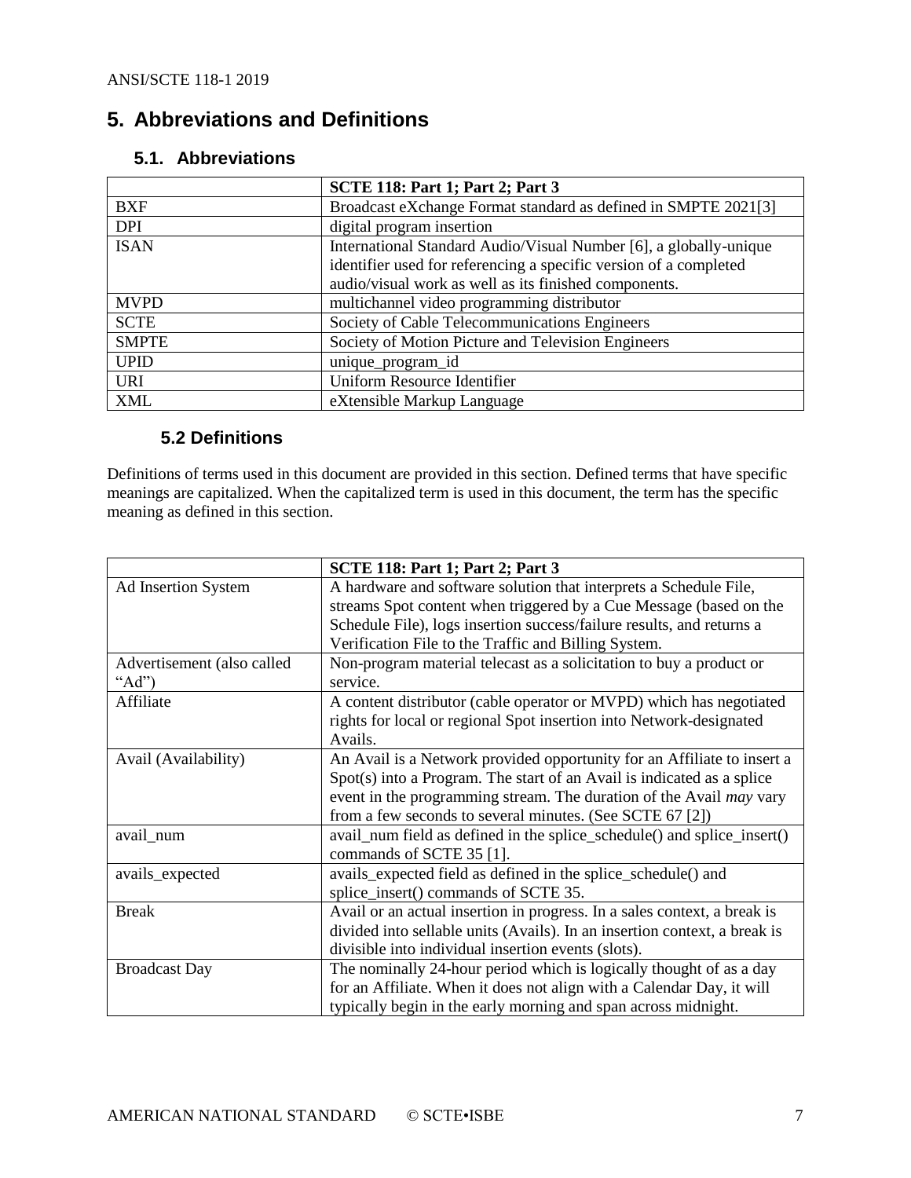## 5. Abbreviations and Definitions

### 5.1. Abbreviations

| | SCTE 118: Part 1; Part 2; Part 3 |
|---|---|
| BXF | Broadcast eXchange Format standard as defined in SMPTE 2021[3] |
| DPI | digital program insertion |
| ISAN | International Standard Audio/Visual Number [6], a globally-unique identifier used for referencing a specific version of a completed audio/visual work as well as its finished components. |
| MVPD | multichannel video programming distributor |
| SCTE | Society of Cable Telecommunications Engineers |
| SMPTE | Society of Motion Picture and Television Engineers |
| UPID | unique_program_id |
| URI | Uniform Resource Identifier |
| XML | eXtensible Markup Language |

### 5.2 Definitions

Definitions of terms used in this document are provided in this section. Defined terms that have specific meanings are capitalized. When the capitalized term is used in this document, the term has the specific meaning as defined in this section.

| | SCTE 118: Part 1; Part 2; Part 3 |
|---|---|
| Ad Insertion System | A hardware and software solution that interprets a Schedule File, streams Spot content when triggered by a Cue Message (based on the Schedule File), logs insertion success/failure results, and returns a Verification File to the Traffic and Billing System. |
| Advertisement (also called "Ad") | Non-program material telecast as a solicitation to buy a product or service. |
| Affiliate | A content distributor (cable operator or MVPD) which has negotiated rights for local or regional Spot insertion into Network-designated Avails. |
| Avail (Availability) | An Avail is a Network provided opportunity for an Affiliate to insert a Spot(s) into a Program. The start of an Avail is indicated as a splice event in the programming stream. The duration of the Avail *may* vary from a few seconds to several minutes. (See SCTE 67 [2]) |
| avail_num | avail_num field as defined in the splice_schedule() and splice_insert() commands of SCTE 35 [1]. |
| avails_expected | avails_expected field as defined in the splice_schedule() and splice_insert() commands of SCTE 35. |
| Break | Avail or an actual insertion in progress. In a sales context, a break is divided into sellable units (Avails). In an insertion context, a break is divisible into individual insertion events (slots). |
| Broadcast Day | The nominally 24-hour period which is logically thought of as a day for an Affiliate. When it does not align with a Calendar Day, it will typically begin in the early morning and span across midnight. |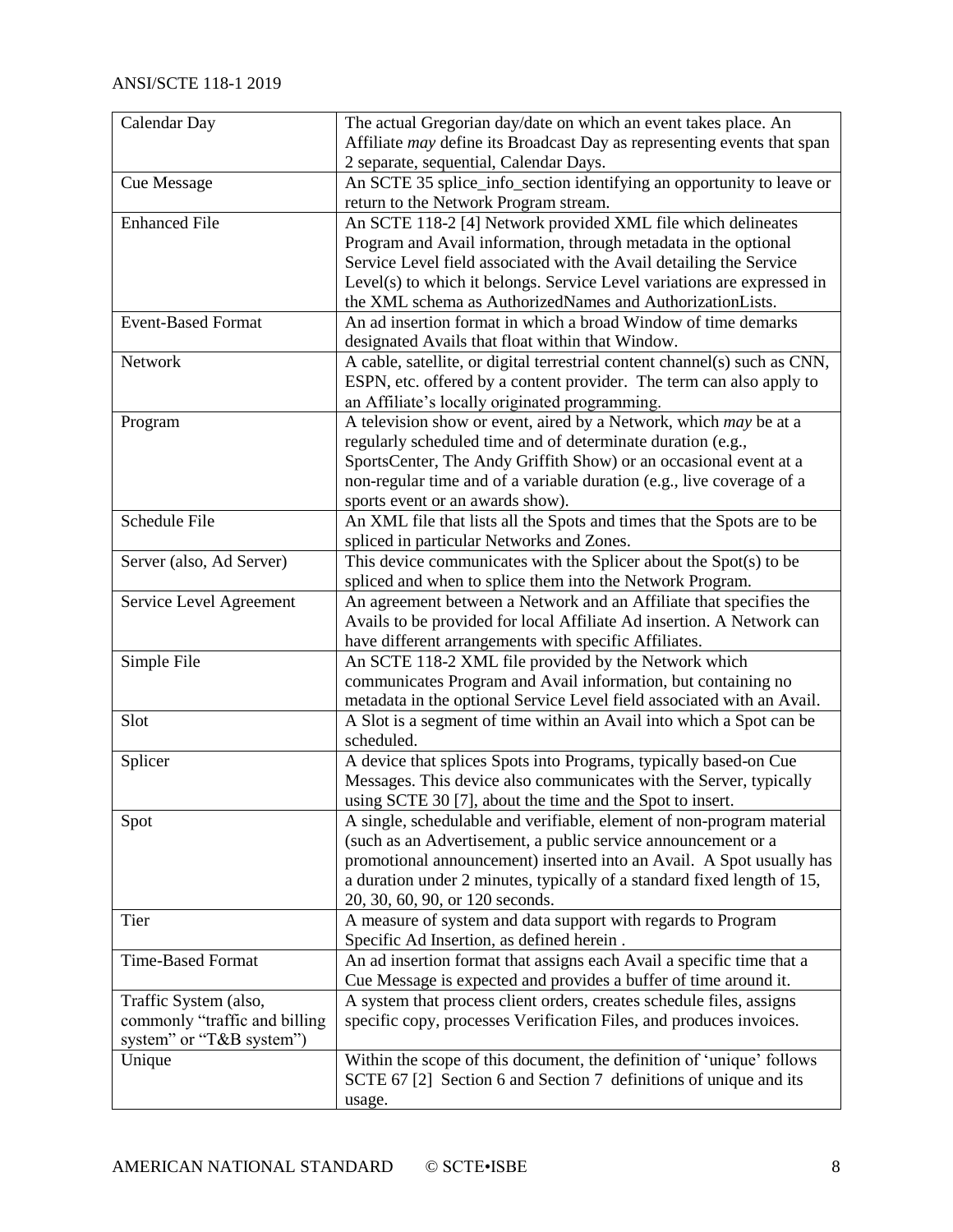| Calendar Day | The actual Gregorian day/date on which an event takes place. An Affiliate *may* define its Broadcast Day as representing events that span 2 separate, sequential, Calendar Days. |
|---|---|
| Cue Message | An SCTE 35 splice_info_section identifying an opportunity to leave or return to the Network Program stream. |
| Enhanced File | An SCTE 118-2 [4] Network provided XML file which delineates Program and Avail information, through metadata in the optional Service Level field associated with the Avail detailing the Service Level(s) to which it belongs. Service Level variations are expressed in the XML schema as AuthorizedNames and AuthorizationLists. |
| Event-Based Format | An ad insertion format in which a broad Window of time demarks designated Avails that float within that Window. |
| Network | A cable, satellite, or digital terrestrial content channel(s) such as CNN, ESPN, etc. offered by a content provider. The term can also apply to an Affiliate's locally originated programming. |
| Program | A television show or event, aired by a Network, which *may* be at a regularly scheduled time and of determinate duration (e.g., SportsCenter, The Andy Griffith Show) or an occasional event at a non-regular time and of a variable duration (e.g., live coverage of a sports event or an awards show). |
| Schedule File | An XML file that lists all the Spots and times that the Spots are to be spliced in particular Networks and Zones. |
| Server (also, Ad Server) | This device communicates with the Splicer about the Spot(s) to be spliced and when to splice them into the Network Program. |
| Service Level Agreement | An agreement between a Network and an Affiliate that specifies the Avails to be provided for local Affiliate Ad insertion. A Network can have different arrangements with specific Affiliates. |
| Simple File | An SCTE 118-2 XML file provided by the Network which communicates Program and Avail information, but containing no metadata in the optional Service Level field associated with an Avail. |
| Slot | A Slot is a segment of time within an Avail into which a Spot can be scheduled. |
| Splicer | A device that splices Spots into Programs, typically based-on Cue Messages. This device also communicates with the Server, typically using SCTE 30 [7], about the time and the Spot to insert. |
| Spot | A single, schedulable and verifiable, element of non-program material (such as an Advertisement, a public service announcement or a promotional announcement) inserted into an Avail. A Spot usually has a duration under 2 minutes, typically of a standard fixed length of 15, 20, 30, 60, 90, or 120 seconds. |
| Tier | A measure of system and data support with regards to Program Specific Ad Insertion, as defined herein . |
| Time-Based Format | An ad insertion format that assigns each Avail a specific time that a Cue Message is expected and provides a buffer of time around it. |
| Traffic System (also, commonly "traffic and billing system" or "T&B system") | A system that process client orders, creates schedule files, assigns specific copy, processes Verification Files, and produces invoices. |
| Unique | Within the scope of this document, the definition of 'unique' follows SCTE 67 [2] Section 6 and Section 7 definitions of unique and its usage. |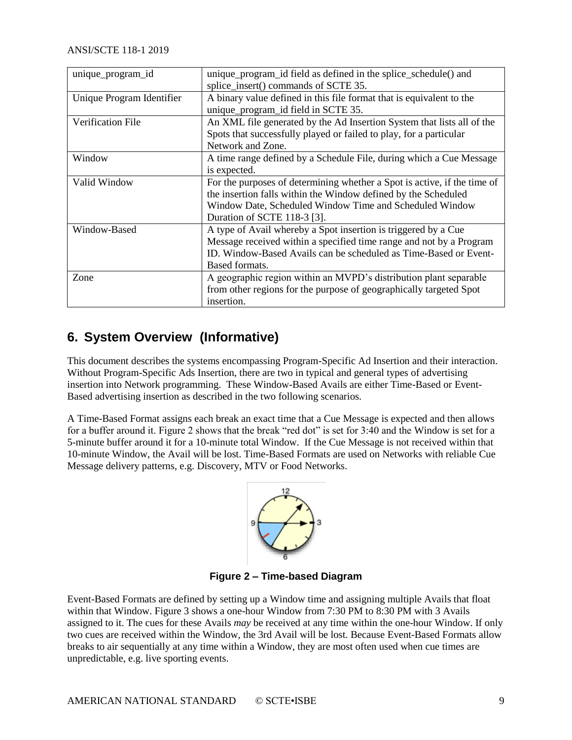| unique_program_id | unique_program_id field as defined in the splice_schedule() and splice_insert() commands of SCTE 35. |
| --- | --- |
| Unique Program Identifier | A binary value defined in this file format that is equivalent to the unique_program_id field in SCTE 35. |
| Verification File | An XML file generated by the Ad Insertion System that lists all of the Spots that successfully played or failed to play, for a particular Network and Zone. |
| Window | A time range defined by a Schedule File, during which a Cue Message is expected. |
| Valid Window | For the purposes of determining whether a Spot is active, if the time of the insertion falls within the Window defined by the Scheduled Window Date, Scheduled Window Time and Scheduled Window Duration of SCTE 118-3 [3]. |
| Window-Based | A type of Avail whereby a Spot insertion is triggered by a Cue Message received within a specified time range and not by a Program ID. Window-Based Avails can be scheduled as Time-Based or Event-Based formats. |
| Zone | A geographic region within an MVPD's distribution plant separable from other regions for the purpose of geographically targeted Spot insertion. |

# 6. System Overview (Informative)

This document describes the systems encompassing Program-Specific Ad Insertion and their interaction. Without Program-Specific Ads Insertion, there are two in typical and general types of advertising insertion into Network programming. These Window-Based Avails are either Time-Based or Event-Based advertising insertion as described in the two following scenarios.

A Time-Based Format assigns each break an exact time that a Cue Message is expected and then allows for a buffer around it. Figure 2 shows that the break "red dot" is set for 3:40 and the Window is set for a 5-minute buffer around it for a 10-minute total Window. If the Cue Message is not received within that 10-minute Window, the Avail will be lost. Time-Based Formats are used on Networks with reliable Cue Message delivery patterns, e.g. Discovery, MTV or Food Networks.

**Figure 2 – Time-based Diagram**

Event-Based Formats are defined by setting up a Window time and assigning multiple Avails that float within that Window. Figure 3 shows a one-hour Window from 7:30 PM to 8:30 PM with 3 Avails assigned to it. The cues for these Avails *may* be received at any time within the one-hour Window. If only two cues are received within the Window, the 3rd Avail will be lost. Because Event-Based Formats allow breaks to air sequentially at any time within a Window, they are most often used when cue times are unpredictable, e.g. live sporting events.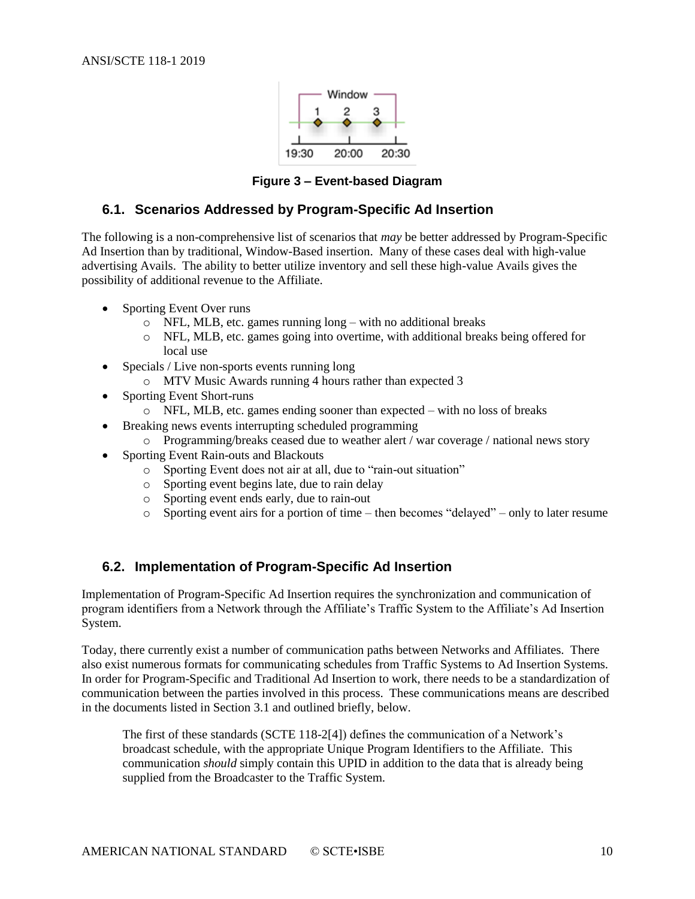**Figure 3 – Event-based Diagram**

## 6.1. Scenarios Addressed by Program-Specific Ad Insertion

The following is a non-comprehensive list of scenarios that *may* be better addressed by Program-Specific Ad Insertion than by traditional, Window-Based insertion. Many of these cases deal with high-value advertising Avails. The ability to better utilize inventory and sell these high-value Avails gives the possibility of additional revenue to the Affiliate.

- Sporting Event Over runs
    - NFL, MLB, etc. games running long – with no additional breaks
    - NFL, MLB, etc. games going into overtime, with additional breaks being offered for local use
- Specials / Live non-sports events running long
    - MTV Music Awards running 4 hours rather than expected 3
- Sporting Event Short-runs
    - NFL, MLB, etc. games ending sooner than expected – with no loss of breaks
- Breaking news events interrupting scheduled programming
    - Programming/breaks ceased due to weather alert / war coverage / national news story
- Sporting Event Rain-outs and Blackouts
    - Sporting Event does not air at all, due to "rain-out situation"
    - Sporting event begins late, due to rain delay
    - Sporting event ends early, due to rain-out
    - Sporting event airs for a portion of time – then becomes "delayed" – only to later resume

## 6.2. Implementation of Program-Specific Ad Insertion

Implementation of Program-Specific Ad Insertion requires the synchronization and communication of program identifiers from a Network through the Affiliate's Traffic System to the Affiliate's Ad Insertion System.

Today, there currently exist a number of communication paths between Networks and Affiliates. There also exist numerous formats for communicating schedules from Traffic Systems to Ad Insertion Systems. In order for Program-Specific and Traditional Ad Insertion to work, there needs to be a standardization of communication between the parties involved in this process. These communications means are described in the documents listed in Section 3.1 and outlined briefly, below.

> The first of these standards (SCTE 118-2[4]) defines the communication of a Network's broadcast schedule, with the appropriate Unique Program Identifiers to the Affiliate. This communication *should* simply contain this UPID in addition to the data that is already being supplied from the Broadcaster to the Traffic System.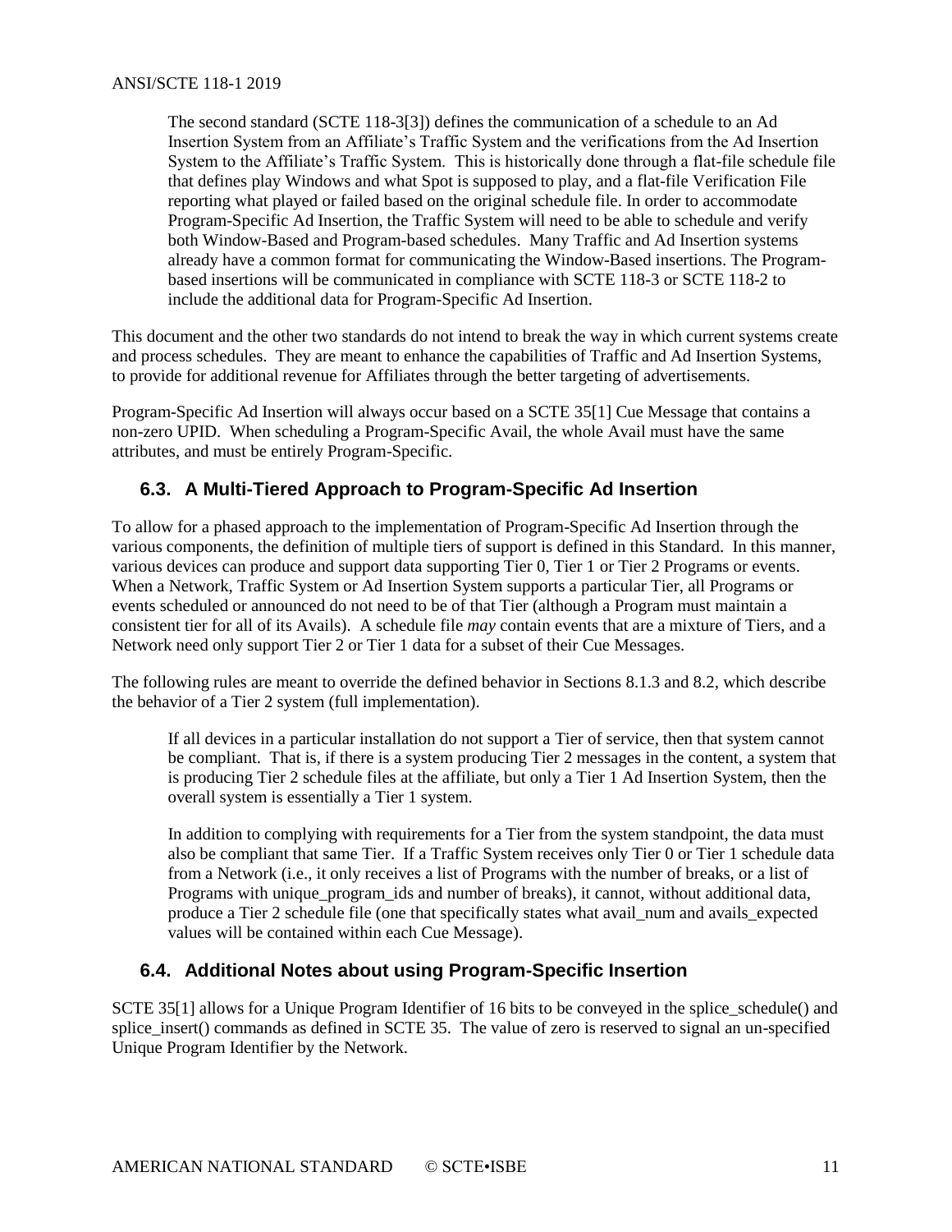The second standard (SCTE 118-3[3]) defines the communication of a schedule to an Ad Insertion System from an Affiliate's Traffic System and the verifications from the Ad Insertion System to the Affiliate's Traffic System. This is historically done through a flat-file schedule file that defines play Windows and what Spot is supposed to play, and a flat-file Verification File reporting what played or failed based on the original schedule file. In order to accommodate Program-Specific Ad Insertion, the Traffic System will need to be able to schedule and verify both Window-Based and Program-based schedules. Many Traffic and Ad Insertion systems already have a common format for communicating the Window-Based insertions. The Program-based insertions will be communicated in compliance with SCTE 118-3 or SCTE 118-2 to include the additional data for Program-Specific Ad Insertion.

This document and the other two standards do not intend to break the way in which current systems create and process schedules. They are meant to enhance the capabilities of Traffic and Ad Insertion Systems, to provide for additional revenue for Affiliates through the better targeting of advertisements.

Program-Specific Ad Insertion will always occur based on a SCTE 35[1] Cue Message that contains a non-zero UPID. When scheduling a Program-Specific Avail, the whole Avail must have the same attributes, and must be entirely Program-Specific.

## 6.3. A Multi-Tiered Approach to Program-Specific Ad Insertion

To allow for a phased approach to the implementation of Program-Specific Ad Insertion through the various components, the definition of multiple tiers of support is defined in this Standard. In this manner, various devices can produce and support data supporting Tier 0, Tier 1 or Tier 2 Programs or events. When a Network, Traffic System or Ad Insertion System supports a particular Tier, all Programs or events scheduled or announced do not need to be of that Tier (although a Program must maintain a consistent tier for all of its Avails). A schedule file *may* contain events that are a mixture of Tiers, and a Network need only support Tier 2 or Tier 1 data for a subset of their Cue Messages.

The following rules are meant to override the defined behavior in Sections 8.1.3 and 8.2, which describe the behavior of a Tier 2 system (full implementation).

If all devices in a particular installation do not support a Tier of service, then that system cannot be compliant. That is, if there is a system producing Tier 2 messages in the content, a system that is producing Tier 2 schedule files at the affiliate, but only a Tier 1 Ad Insertion System, then the overall system is essentially a Tier 1 system.

In addition to complying with requirements for a Tier from the system standpoint, the data must also be compliant that same Tier. If a Traffic System receives only Tier 0 or Tier 1 schedule data from a Network (i.e., it only receives a list of Programs with the number of breaks, or a list of Programs with unique_program_ids and number of breaks), it cannot, without additional data, produce a Tier 2 schedule file (one that specifically states what avail_num and avails_expected values will be contained within each Cue Message).

## 6.4. Additional Notes about using Program-Specific Insertion

SCTE 35[1] allows for a Unique Program Identifier of 16 bits to be conveyed in the splice_schedule() and splice_insert() commands as defined in SCTE 35. The value of zero is reserved to signal an un-specified Unique Program Identifier by the Network.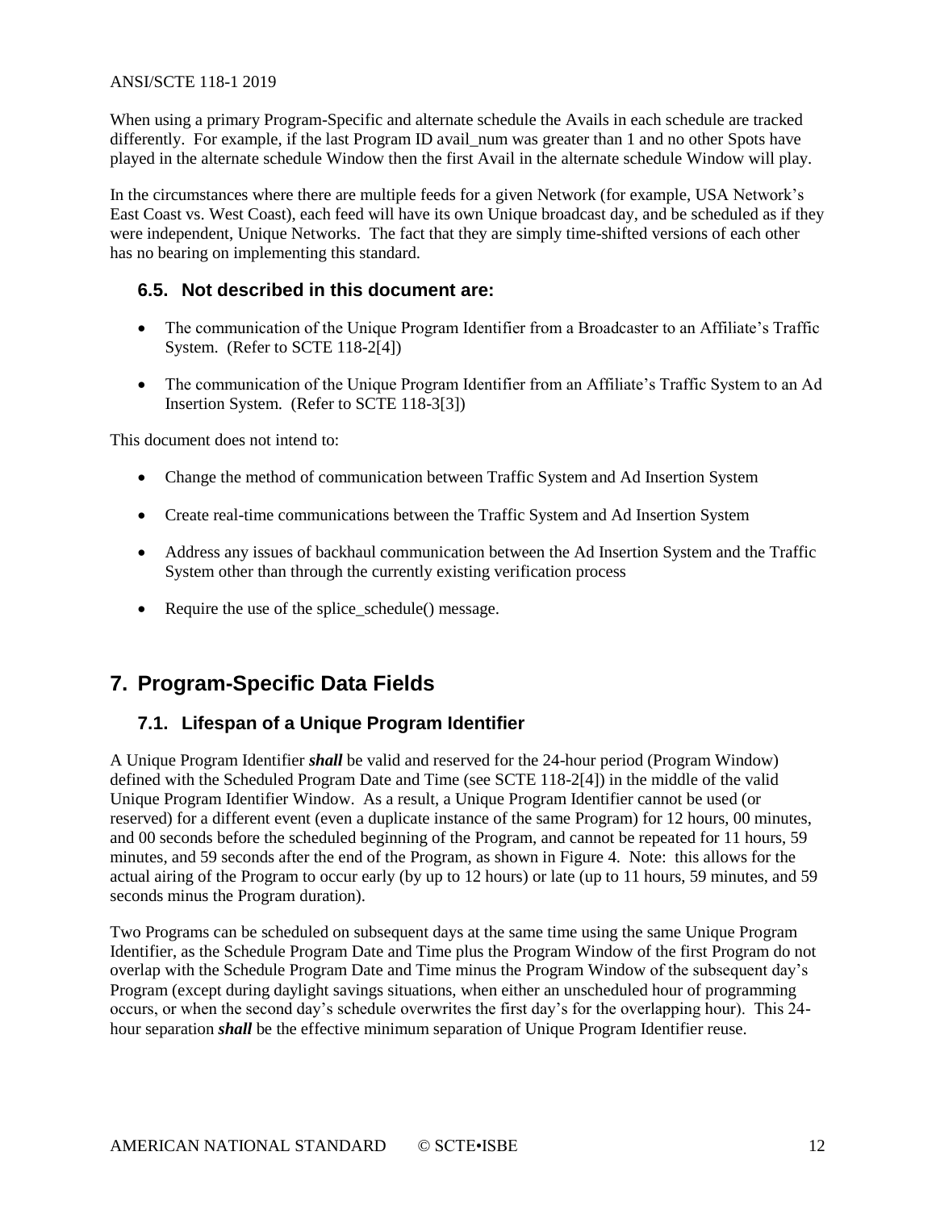When using a primary Program-Specific and alternate schedule the Avails in each schedule are tracked differently. For example, if the last Program ID avail_num was greater than 1 and no other Spots have played in the alternate schedule Window then the first Avail in the alternate schedule Window will play.

In the circumstances where there are multiple feeds for a given Network (for example, USA Network's East Coast vs. West Coast), each feed will have its own Unique broadcast day, and be scheduled as if they were independent, Unique Networks. The fact that they are simply time-shifted versions of each other has no bearing on implementing this standard.

### 6.5. Not described in this document are:

- The communication of the Unique Program Identifier from a Broadcaster to an Affiliate's Traffic System. (Refer to SCTE 118-2[4])
- The communication of the Unique Program Identifier from an Affiliate's Traffic System to an Ad Insertion System. (Refer to SCTE 118-3[3])

This document does not intend to:

- Change the method of communication between Traffic System and Ad Insertion System
- Create real-time communications between the Traffic System and Ad Insertion System
- Address any issues of backhaul communication between the Ad Insertion System and the Traffic System other than through the currently existing verification process
- Require the use of the splice_schedule() message.

## 7. Program-Specific Data Fields

### 7.1. Lifespan of a Unique Program Identifier

A Unique Program Identifier ***shall*** be valid and reserved for the 24-hour period (Program Window) defined with the Scheduled Program Date and Time (see SCTE 118-2[4]) in the middle of the valid Unique Program Identifier Window. As a result, a Unique Program Identifier cannot be used (or reserved) for a different event (even a duplicate instance of the same Program) for 12 hours, 00 minutes, and 00 seconds before the scheduled beginning of the Program, and cannot be repeated for 11 hours, 59 minutes, and 59 seconds after the end of the Program, as shown in Figure 4. Note: this allows for the actual airing of the Program to occur early (by up to 12 hours) or late (up to 11 hours, 59 minutes, and 59 seconds minus the Program duration).

Two Programs can be scheduled on subsequent days at the same time using the same Unique Program Identifier, as the Schedule Program Date and Time plus the Program Window of the first Program do not overlap with the Schedule Program Date and Time minus the Program Window of the subsequent day's Program (except during daylight savings situations, when either an unscheduled hour of programming occurs, or when the second day's schedule overwrites the first day's for the overlapping hour). This 24-hour separation ***shall*** be the effective minimum separation of Unique Program Identifier reuse.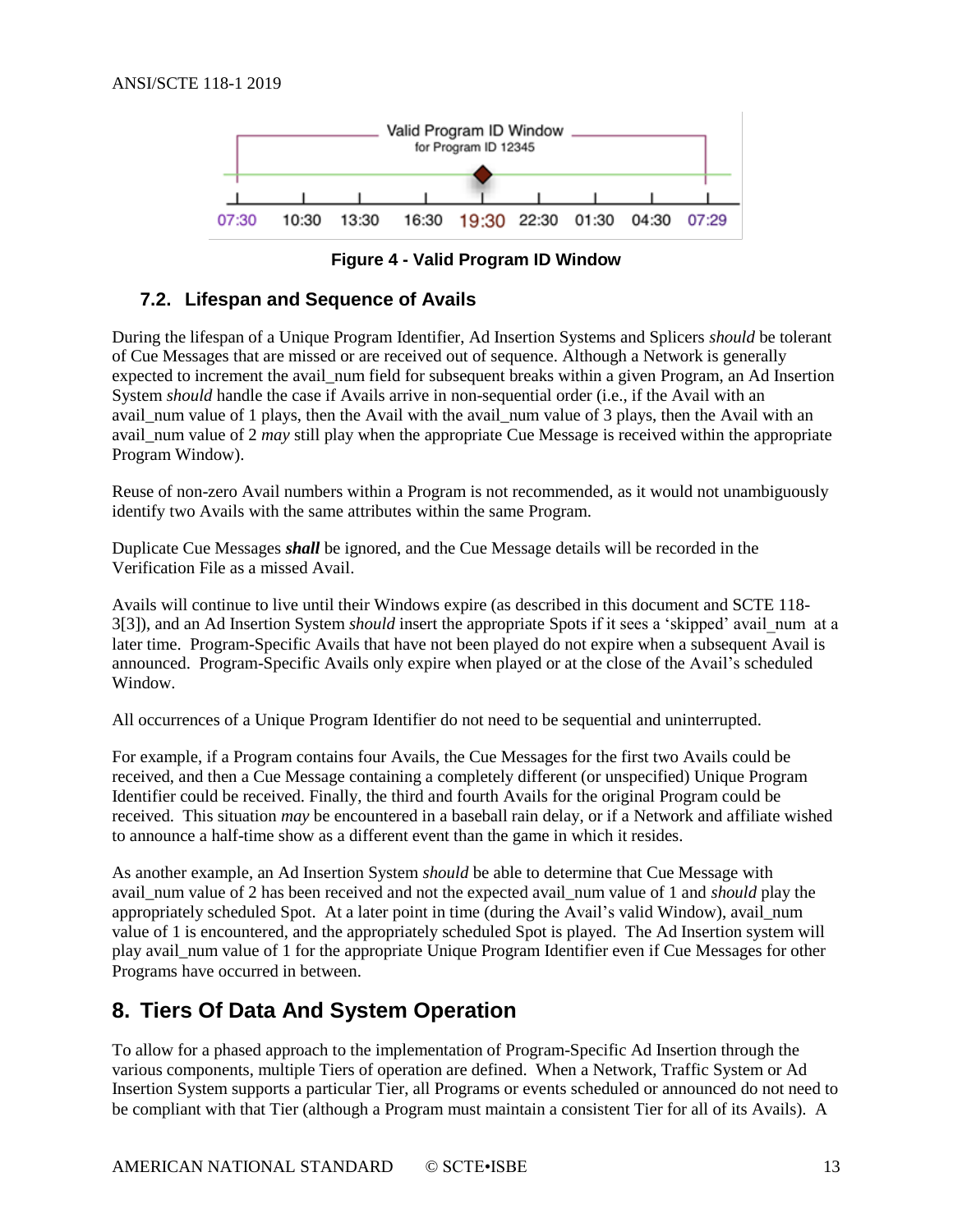Valid Program ID Window
for Program ID 12345

07:30 10:30 13:30 16:30 19:30 22:30 01:30 04:30 07:29

**Figure 4 - Valid Program ID Window**

### 7.2. Lifespan and Sequence of Avails

During the lifespan of a Unique Program Identifier, Ad Insertion Systems and Splicers *should* be tolerant of Cue Messages that are missed or are received out of sequence. Although a Network is generally expected to increment the avail_num field for subsequent breaks within a given Program, an Ad Insertion System *should* handle the case if Avails arrive in non-sequential order (i.e., if the Avail with an avail_num value of 1 plays, then the Avail with the avail_num value of 3 plays, then the Avail with an avail_num value of 2 *may* still play when the appropriate Cue Message is received within the appropriate Program Window).

Reuse of non-zero Avail numbers within a Program is not recommended, as it would not unambiguously identify two Avails with the same attributes within the same Program.

Duplicate Cue Messages ***shall*** be ignored, and the Cue Message details will be recorded in the Verification File as a missed Avail.

Avails will continue to live until their Windows expire (as described in this document and SCTE 118-3[3]), and an Ad Insertion System *should* insert the appropriate Spots if it sees a 'skipped' avail_num at a later time. Program-Specific Avails that have not been played do not expire when a subsequent Avail is announced. Program-Specific Avails only expire when played or at the close of the Avail's scheduled Window.

All occurrences of a Unique Program Identifier do not need to be sequential and uninterrupted.

For example, if a Program contains four Avails, the Cue Messages for the first two Avails could be received, and then a Cue Message containing a completely different (or unspecified) Unique Program Identifier could be received. Finally, the third and fourth Avails for the original Program could be received. This situation *may* be encountered in a baseball rain delay, or if a Network and affiliate wished to announce a half-time show as a different event than the game in which it resides.

As another example, an Ad Insertion System *should* be able to determine that Cue Message with avail_num value of 2 has been received and not the expected avail_num value of 1 and *should* play the appropriately scheduled Spot. At a later point in time (during the Avail's valid Window), avail_num value of 1 is encountered, and the appropriately scheduled Spot is played. The Ad Insertion system will play avail_num value of 1 for the appropriate Unique Program Identifier even if Cue Messages for other Programs have occurred in between.

## 8. Tiers Of Data And System Operation

To allow for a phased approach to the implementation of Program-Specific Ad Insertion through the various components, multiple Tiers of operation are defined. When a Network, Traffic System or Ad Insertion System supports a particular Tier, all Programs or events scheduled or announced do not need to be compliant with that Tier (although a Program must maintain a consistent Tier for all of its Avails). A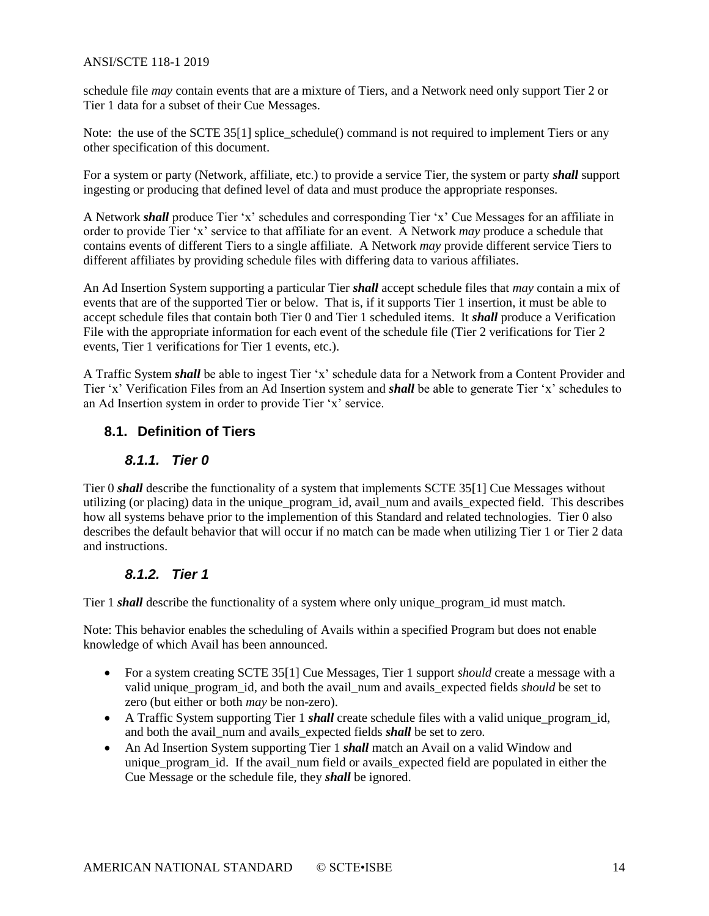schedule file *may* contain events that are a mixture of Tiers, and a Network need only support Tier 2 or Tier 1 data for a subset of their Cue Messages.

Note: the use of the SCTE 35[1] splice_schedule() command is not required to implement Tiers or any other specification of this document.

For a system or party (Network, affiliate, etc.) to provide a service Tier, the system or party ***shall*** support ingesting or producing that defined level of data and must produce the appropriate responses.

A Network ***shall*** produce Tier 'x' schedules and corresponding Tier 'x' Cue Messages for an affiliate in order to provide Tier 'x' service to that affiliate for an event. A Network *may* produce a schedule that contains events of different Tiers to a single affiliate. A Network *may* provide different service Tiers to different affiliates by providing schedule files with differing data to various affiliates.

An Ad Insertion System supporting a particular Tier ***shall*** accept schedule files that *may* contain a mix of events that are of the supported Tier or below. That is, if it supports Tier 1 insertion, it must be able to accept schedule files that contain both Tier 0 and Tier 1 scheduled items. It ***shall*** produce a Verification File with the appropriate information for each event of the schedule file (Tier 2 verifications for Tier 2 events, Tier 1 verifications for Tier 1 events, etc.).

A Traffic System ***shall*** be able to ingest Tier 'x' schedule data for a Network from a Content Provider and Tier 'x' Verification Files from an Ad Insertion system and ***shall*** be able to generate Tier 'x' schedules to an Ad Insertion system in order to provide Tier 'x' service.

## 8.1. Definition of Tiers

### 8.1.1. Tier 0

Tier 0 ***shall*** describe the functionality of a system that implements SCTE 35[1] Cue Messages without utilizing (or placing) data in the unique_program_id, avail_num and avails_expected field. This describes how all systems behave prior to the implemention of this Standard and related technologies. Tier 0 also describes the default behavior that will occur if no match can be made when utilizing Tier 1 or Tier 2 data and instructions.

### 8.1.2. Tier 1

Tier 1 ***shall*** describe the functionality of a system where only unique_program_id must match.

Note: This behavior enables the scheduling of Avails within a specified Program but does not enable knowledge of which Avail has been announced.

- For a system creating SCTE 35[1] Cue Messages, Tier 1 support *should* create a message with a valid unique_program_id, and both the avail_num and avails_expected fields *should* be set to zero (but either or both *may* be non-zero).
- A Traffic System supporting Tier 1 ***shall*** create schedule files with a valid unique_program_id, and both the avail_num and avails_expected fields ***shall*** be set to zero.
- An Ad Insertion System supporting Tier 1 ***shall*** match an Avail on a valid Window and unique_program_id. If the avail_num field or avails_expected field are populated in either the Cue Message or the schedule file, they ***shall*** be ignored.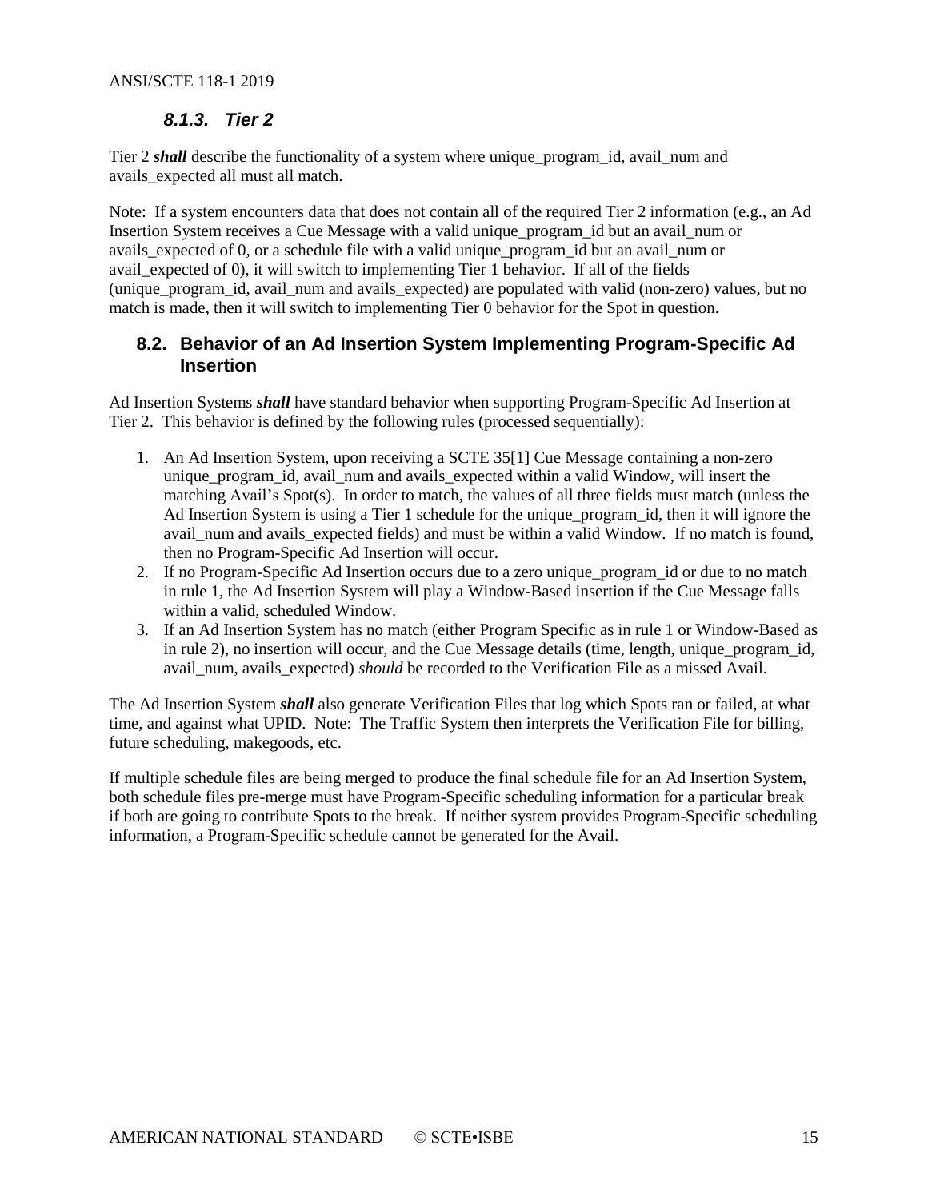#### 8.1.3. Tier 2

Tier 2 ***shall*** describe the functionality of a system where unique_program_id, avail_num and avails_expected all must all match.

Note: If a system encounters data that does not contain all of the required Tier 2 information (e.g., an Ad Insertion System receives a Cue Message with a valid unique_program_id but an avail_num or avails_expected of 0, or a schedule file with a valid unique_program_id but an avail_num or avail_expected of 0), it will switch to implementing Tier 1 behavior. If all of the fields (unique_program_id, avail_num and avails_expected) are populated with valid (non-zero) values, but no match is made, then it will switch to implementing Tier 0 behavior for the Spot in question.

### 8.2. Behavior of an Ad Insertion System Implementing Program-Specific Ad Insertion

Ad Insertion Systems ***shall*** have standard behavior when supporting Program-Specific Ad Insertion at Tier 2. This behavior is defined by the following rules (processed sequentially):

1. An Ad Insertion System, upon receiving a SCTE 35[1] Cue Message containing a non-zero unique_program_id, avail_num and avails_expected within a valid Window, will insert the matching Avail's Spot(s). In order to match, the values of all three fields must match (unless the Ad Insertion System is using a Tier 1 schedule for the unique_program_id, then it will ignore the avail_num and avails_expected fields) and must be within a valid Window. If no match is found, then no Program-Specific Ad Insertion will occur.
2. If no Program-Specific Ad Insertion occurs due to a zero unique_program_id or due to no match in rule 1, the Ad Insertion System will play a Window-Based insertion if the Cue Message falls within a valid, scheduled Window.
3. If an Ad Insertion System has no match (either Program Specific as in rule 1 or Window-Based as in rule 2), no insertion will occur, and the Cue Message details (time, length, unique_program_id, avail_num, avails_expected) *should* be recorded to the Verification File as a missed Avail.

The Ad Insertion System ***shall*** also generate Verification Files that log which Spots ran or failed, at what time, and against what UPID. Note: The Traffic System then interprets the Verification File for billing, future scheduling, makegoods, etc.

If multiple schedule files are being merged to produce the final schedule file for an Ad Insertion System, both schedule files pre-merge must have Program-Specific scheduling information for a particular break if both are going to contribute Spots to the break. If neither system provides Program-Specific scheduling information, a Program-Specific schedule cannot be generated for the Avail.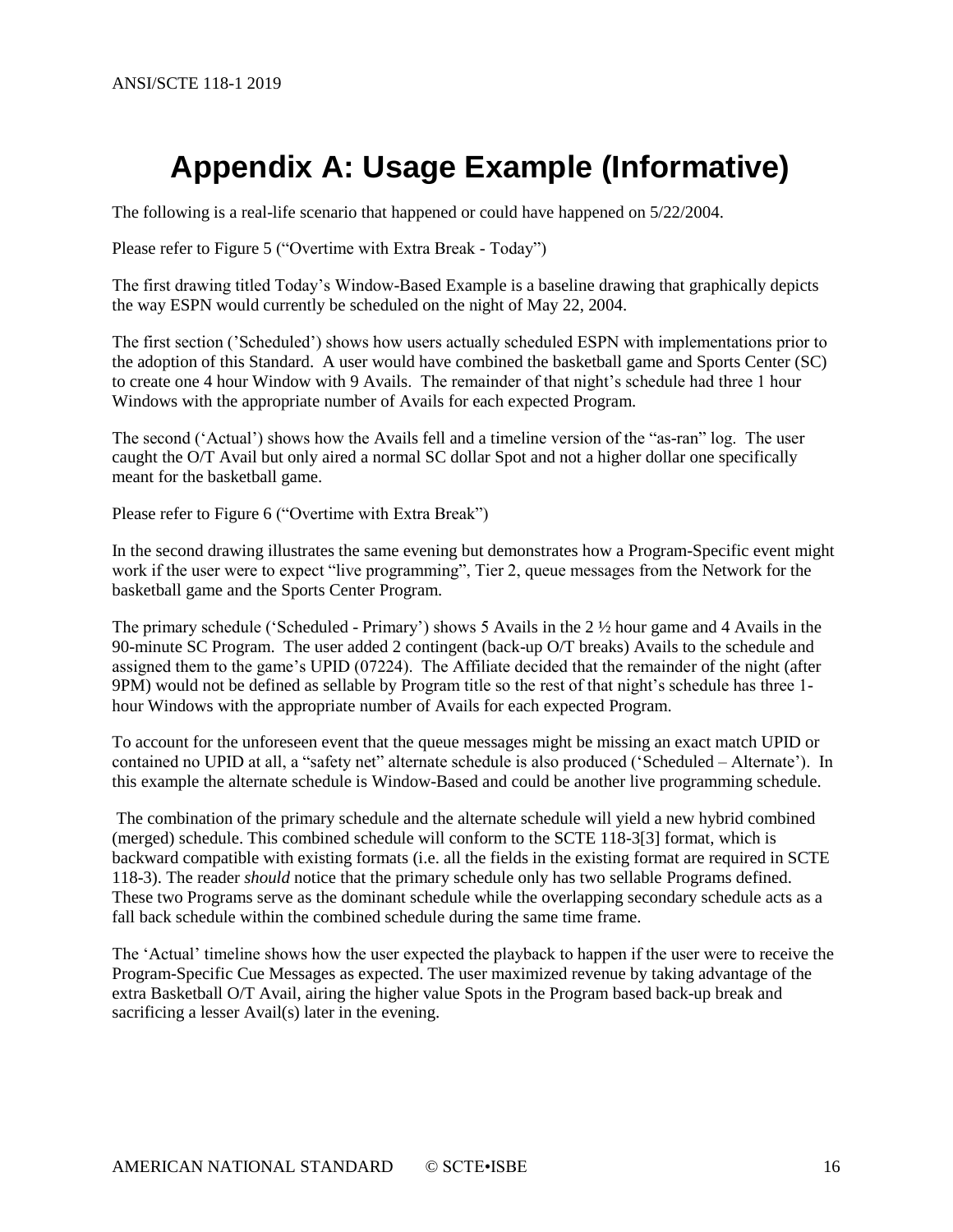# Appendix A: Usage Example (Informative)

The following is a real-life scenario that happened or could have happened on 5/22/2004.

Please refer to Figure 5 (“Overtime with Extra Break - Today”)

The first drawing titled Today’s Window-Based Example is a baseline drawing that graphically depicts the way ESPN would currently be scheduled on the night of May 22, 2004.

The first section (’Scheduled’) shows how users actually scheduled ESPN with implementations prior to the adoption of this Standard. A user would have combined the basketball game and Sports Center (SC) to create one 4 hour Window with 9 Avails. The remainder of that night’s schedule had three 1 hour Windows with the appropriate number of Avails for each expected Program.

The second (‘Actual’) shows how the Avails fell and a timeline version of the “as-ran” log. The user caught the O/T Avail but only aired a normal SC dollar Spot and not a higher dollar one specifically meant for the basketball game.

Please refer to Figure 6 (“Overtime with Extra Break”)

In the second drawing illustrates the same evening but demonstrates how a Program-Specific event might work if the user were to expect “live programming”, Tier 2, queue messages from the Network for the basketball game and the Sports Center Program.

The primary schedule (‘Scheduled - Primary’) shows 5 Avails in the 2 ½ hour game and 4 Avails in the 90-minute SC Program. The user added 2 contingent (back-up O/T breaks) Avails to the schedule and assigned them to the game’s UPID (07224). The Affiliate decided that the remainder of the night (after 9PM) would not be defined as sellable by Program title so the rest of that night’s schedule has three 1-hour Windows with the appropriate number of Avails for each expected Program.

To account for the unforeseen event that the queue messages might be missing an exact match UPID or contained no UPID at all, a “safety net” alternate schedule is also produced (‘Scheduled – Alternate’). In this example the alternate schedule is Window-Based and could be another live programming schedule.

The combination of the primary schedule and the alternate schedule will yield a new hybrid combined (merged) schedule. This combined schedule will conform to the SCTE 118-3[3] format, which is backward compatible with existing formats (i.e. all the fields in the existing format are required in SCTE 118-3). The reader *should* notice that the primary schedule only has two sellable Programs defined. These two Programs serve as the dominant schedule while the overlapping secondary schedule acts as a fall back schedule within the combined schedule during the same time frame.

The ‘Actual’ timeline shows how the user expected the playback to happen if the user were to receive the Program-Specific Cue Messages as expected. The user maximized revenue by taking advantage of the extra Basketball O/T Avail, airing the higher value Spots in the Program based back-up break and sacrificing a lesser Avail(s) later in the evening.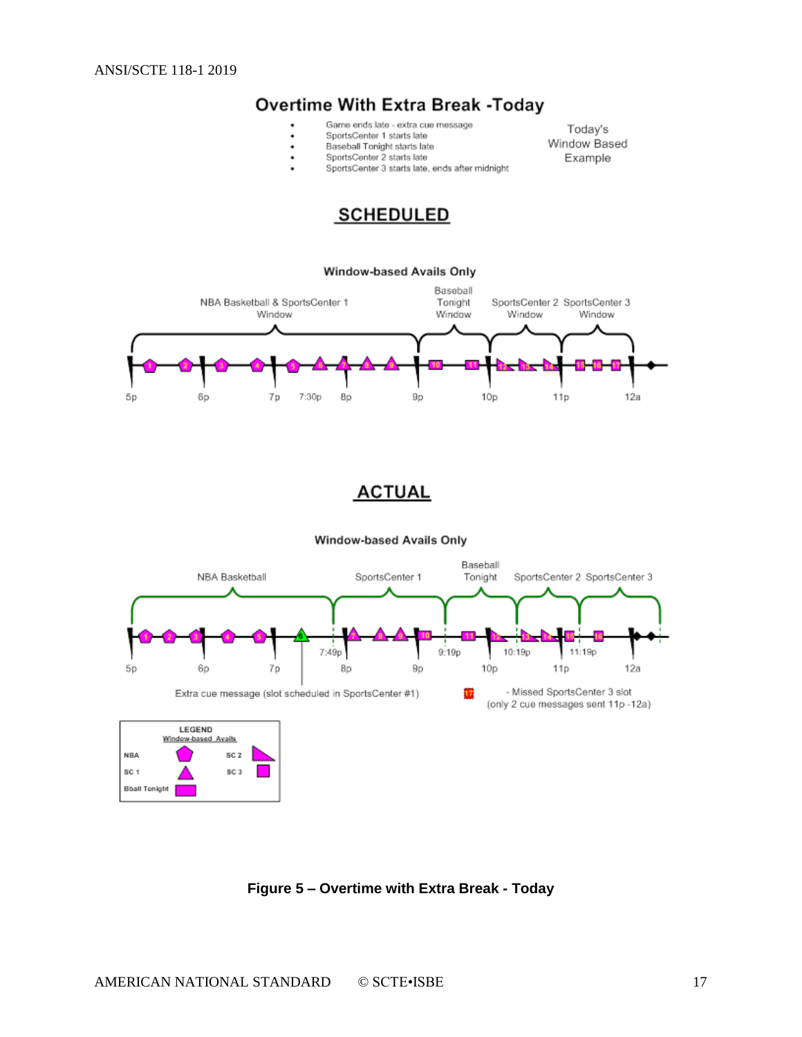## Overtime With Extra Break -Today

- Game ends late - extra cue message
- SportsCenter 1 starts late
- Baseball Tonight starts late
- SportsCenter 2 starts late
- SportsCenter 3 starts late, ends after midnight

Today's Window Based Example

### SCHEDULED

Window-based Avails Only

NBA Basketball & SportsCenter 1 Window — Baseball Tonight Window — SportsCenter 2 Window — SportsCenter 3 Window

5p — 6p — 7p — 7:30p — 8p — 9p — 10p — 11p — 12a

### ACTUAL

Window-based Avails Only

NBA Basketball — SportsCenter 1 — Baseball Tonight — SportsCenter 2 — SportsCenter 3

7:49p — 9:19p — 10:19p — 11:19p

5p — 6p — 7p — 8p — 9p — 10p — 11p — 12a

Extra cue message (slot scheduled in SportsCenter #1)

17 - Missed SportsCenter 3 slot (only 2 cue messages sent 11p -12a)

LEGEND
Window-based Avails

NBA, SC 1, Bball Tonight, SC 2, SC 3

**Figure 5 – Overtime with Extra Break - Today**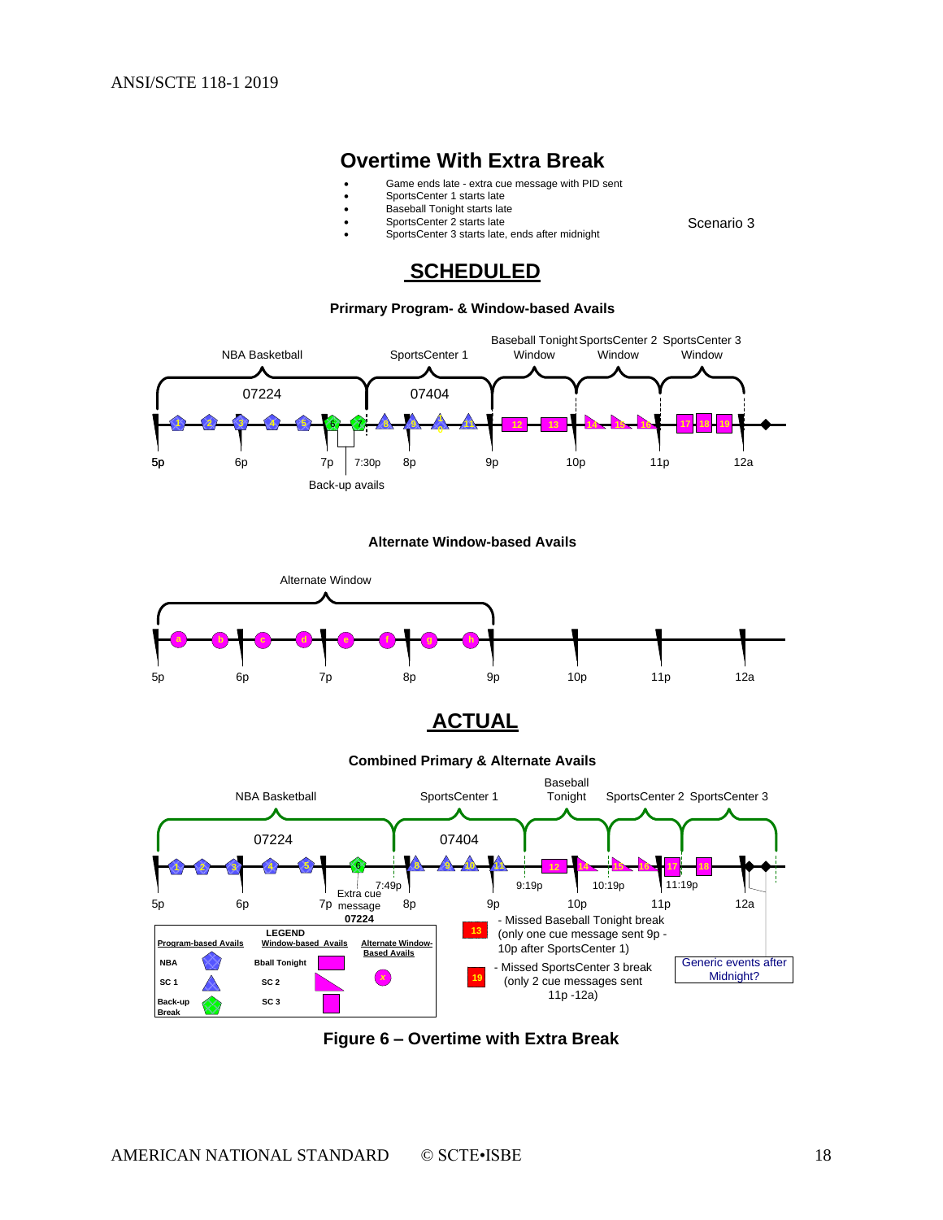## Overtime With Extra Break

- Game ends late - extra cue message with PID sent
- SportsCenter 1 starts late
- Baseball Tonight starts late
- SportsCenter 2 starts late
- SportsCenter 3 starts late, ends after midnight

Scenario 3

### SCHEDULED

**Prirmary Program- & Window-based Avails**

NBA Basketball 07224 | SportsCenter 1 07404 | Baseball Tonight Window | SportsCenter 2 Window | SportsCenter 3 Window

5p 6p 7p 7:30p 8p 9p 10p 11p 12a

Back-up avails

**Alternate Window-based Avails**

Alternate Window

5p 6p 7p 8p 9p 10p 11p 12a

### ACTUAL

**Combined Primary & Alternate Avails**

NBA Basketball 07224 | SportsCenter 1 07404 | Baseball Tonight | SportsCenter 2 | SportsCenter 3

5p 6p 7p 7:49p 8p 9p 9:19p 10p 10:19p 11p 11:19p 12a

Extra cue message 07224

13 - Missed Baseball Tonight break (only one cue message sent 9p - 10p after SportsCenter 1)

19 - Missed SportsCenter 3 break (only 2 cue messages sent 11p -12a)

Generic events after Midnight?

| Program-based Avails | | LEGEND Window-based Avails | | Alternate Window-Based Avails |
|---|---|---|---|---|
| NBA | | Bball Tonight | | |
| SC 1 | | SC 2 | | |
| Back-up Break | | SC 3 | | |

**Figure 6 – Overtime with Extra Break**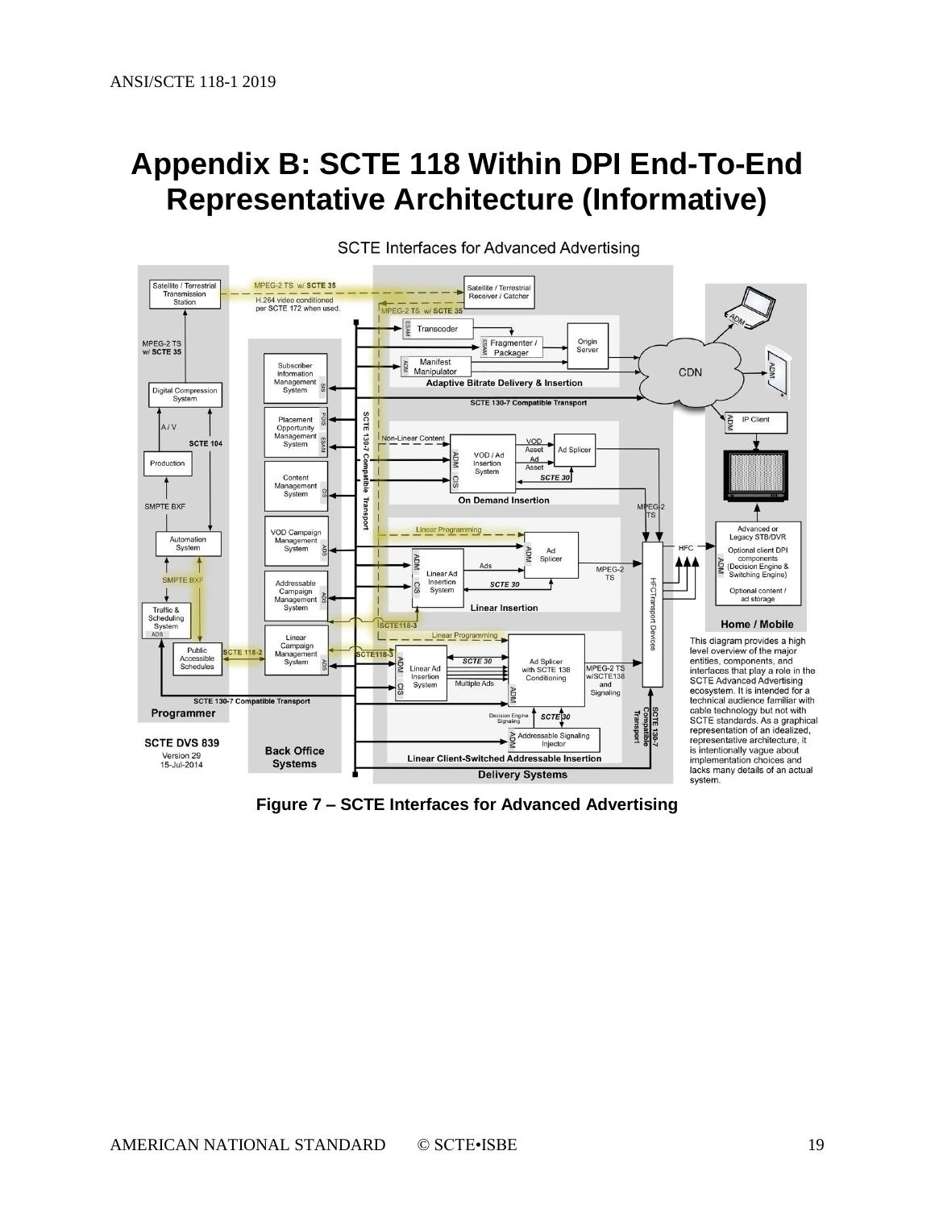# Appendix B: SCTE 118 Within DPI End-To-End Representative Architecture (Informative)

SCTE Interfaces for Advanced Advertising

This diagram provides a high level overview of the major entities, components, and interfaces that play a role in the SCTE Advanced Advertising ecosystem. It is intended for a technical audience familiar with cable technology but not with SCTE standards. As a graphical representation of an idealized, representative architecture, it is intentionally vague about implementation choices and lacks many details of an actual system.

SCTE DVS 839
Version 29
15-Jul-2014

**Figure 7 – SCTE Interfaces for Advanced Advertising**